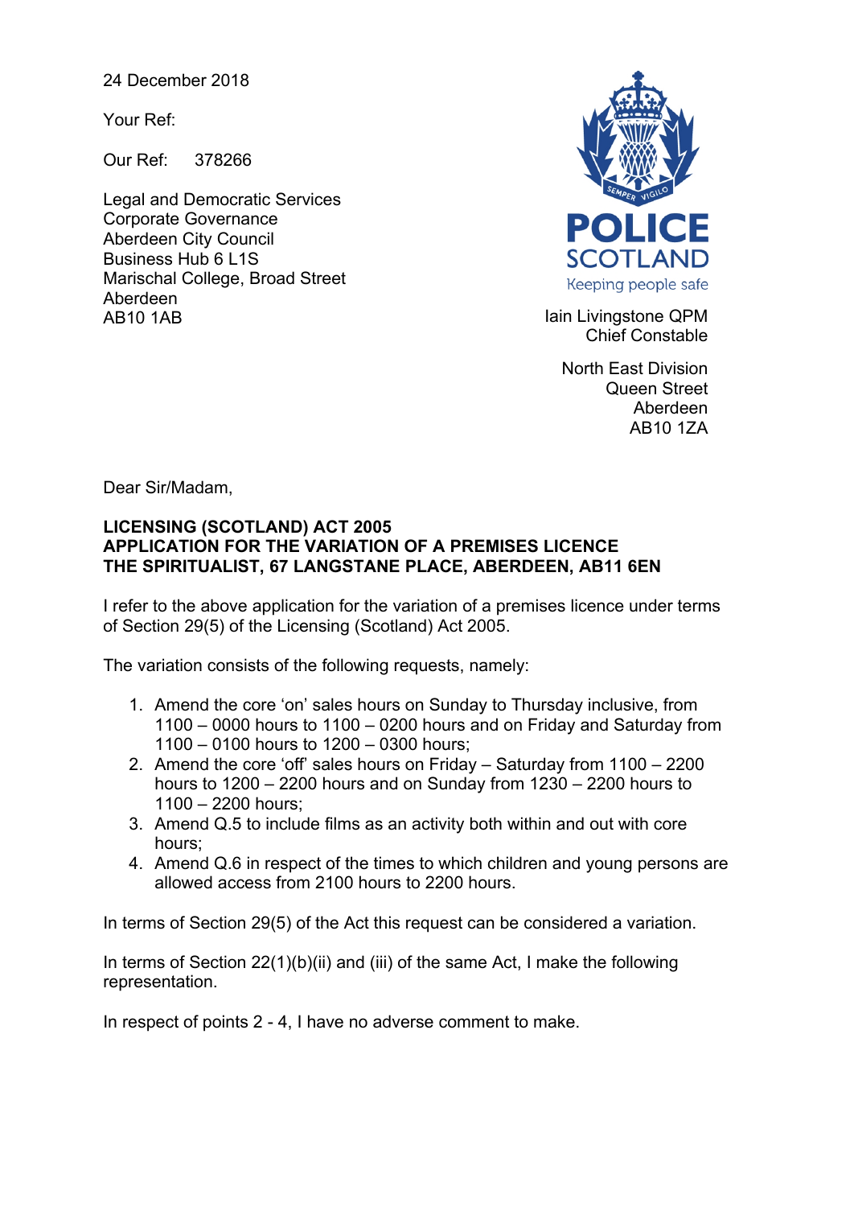24 December 2018

Your Ref:

Our Ref: 378266

Legal and Democratic Services
Corporate Governance
Aberdeen City Council
Business Hub 6 L1S
Marischal College, Broad Street
Aberdeen
AB10 1AB

**POLICE SCOTLAND**
Keeping people safe

Iain Livingstone QPM
Chief Constable

North East Division
Queen Street
Aberdeen
AB10 1ZA

Dear Sir/Madam,

**LICENSING (SCOTLAND) ACT 2005**
**APPLICATION FOR THE VARIATION OF A PREMISES LICENCE**
**THE SPIRITUALIST, 67 LANGSTANE PLACE, ABERDEEN, AB11 6EN**

I refer to the above application for the variation of a premises licence under terms of Section 29(5) of the Licensing (Scotland) Act 2005.

The variation consists of the following requests, namely:

1. Amend the core 'on' sales hours on Sunday to Thursday inclusive, from 1100 – 0000 hours to 1100 – 0200 hours and on Friday and Saturday from 1100 – 0100 hours to 1200 – 0300 hours;
2. Amend the core 'off' sales hours on Friday – Saturday from 1100 – 2200 hours to 1200 – 2200 hours and on Sunday from 1230 – 2200 hours to 1100 – 2200 hours;
3. Amend Q.5 to include films as an activity both within and out with core hours;
4. Amend Q.6 in respect of the times to which children and young persons are allowed access from 2100 hours to 2200 hours.

In terms of Section 29(5) of the Act this request can be considered a variation.

In terms of Section 22(1)(b)(ii) and (iii) of the same Act, I make the following representation.

In respect of points 2 - 4, I have no adverse comment to make.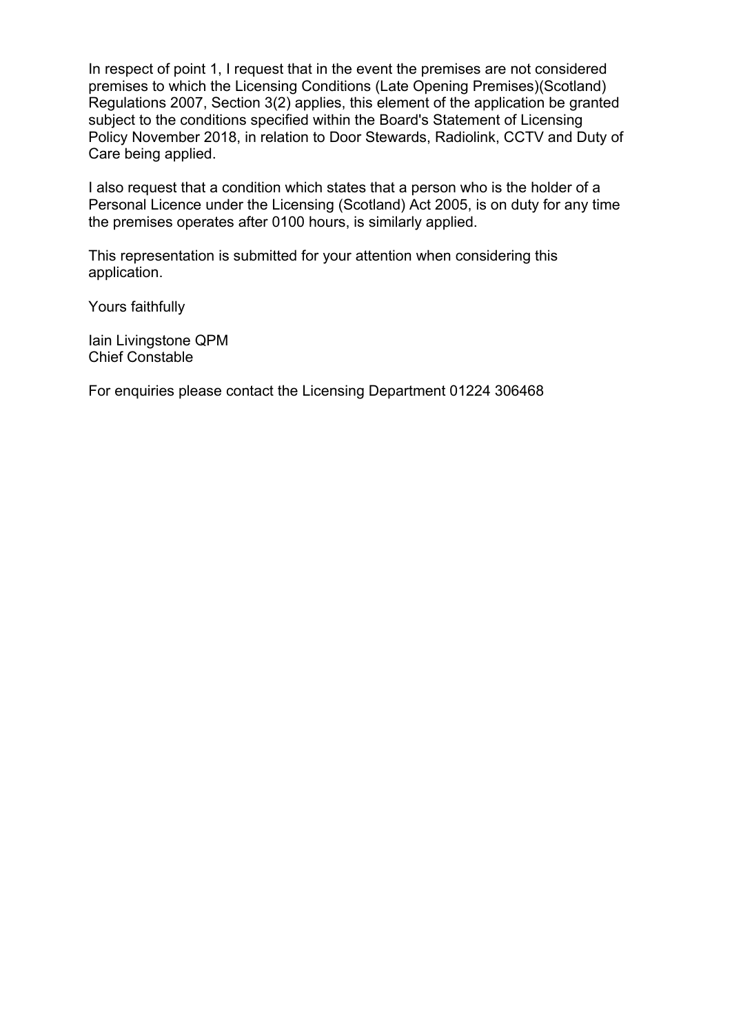In respect of point 1, I request that in the event the premises are not considered premises to which the Licensing Conditions (Late Opening Premises)(Scotland) Regulations 2007, Section 3(2) applies, this element of the application be granted subject to the conditions specified within the Board's Statement of Licensing Policy November 2018, in relation to Door Stewards, Radiolink, CCTV and Duty of Care being applied.

I also request that a condition which states that a person who is the holder of a Personal Licence under the Licensing (Scotland) Act 2005, is on duty for any time the premises operates after 0100 hours, is similarly applied.

This representation is submitted for your attention when considering this application.

Yours faithfully

Iain Livingstone QPM
Chief Constable

For enquiries please contact the Licensing Department 01224 306468